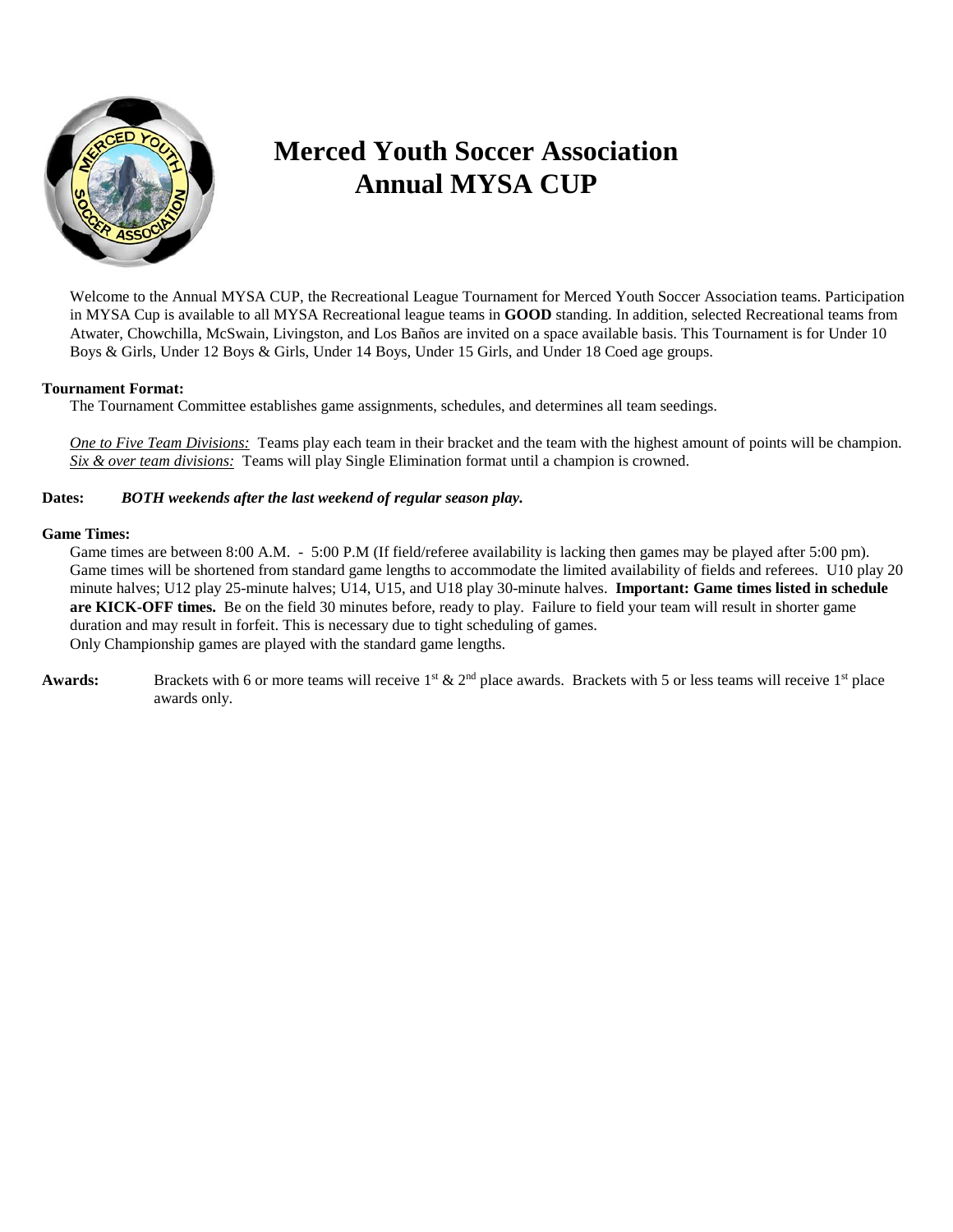# Merced Youth Soccer Association
# Annual MYSA CUP

Welcome to the Annual MYSA CUP, the Recreational League Tournament for Merced Youth Soccer Association teams. Participation in MYSA Cup is available to all MYSA Recreational league teams in **GOOD** standing. In addition, selected Recreational teams from Atwater, Chowchilla, McSwain, Livingston, and Los Baños are invited on a space available basis. This Tournament is for Under 10 Boys & Girls, Under 12 Boys & Girls, Under 14 Boys, Under 15 Girls, and Under 18 Coed age groups.

**Tournament Format:**

The Tournament Committee establishes game assignments, schedules, and determines all team seedings.

*One to Five Team Divisions:* Teams play each team in their bracket and the team with the highest amount of points will be champion.
*Six & over team divisions:* Teams will play Single Elimination format until a champion is crowned.

**Dates:** ***BOTH weekends after the last weekend of regular season play.***

**Game Times:**

Game times are between 8:00 A.M. - 5:00 P.M (If field/referee availability is lacking then games may be played after 5:00 pm). Game times will be shortened from standard game lengths to accommodate the limited availability of fields and referees. U10 play 20 minute halves; U12 play 25-minute halves; U14, U15, and U18 play 30-minute halves. **Important: Game times listed in schedule are KICK-OFF times.** Be on the field 30 minutes before, ready to play. Failure to field your team will result in shorter game duration and may result in forfeit. This is necessary due to tight scheduling of games.
Only Championship games are played with the standard game lengths.

**Awards:** Brackets with 6 or more teams will receive 1st & 2nd place awards. Brackets with 5 or less teams will receive 1st place awards only.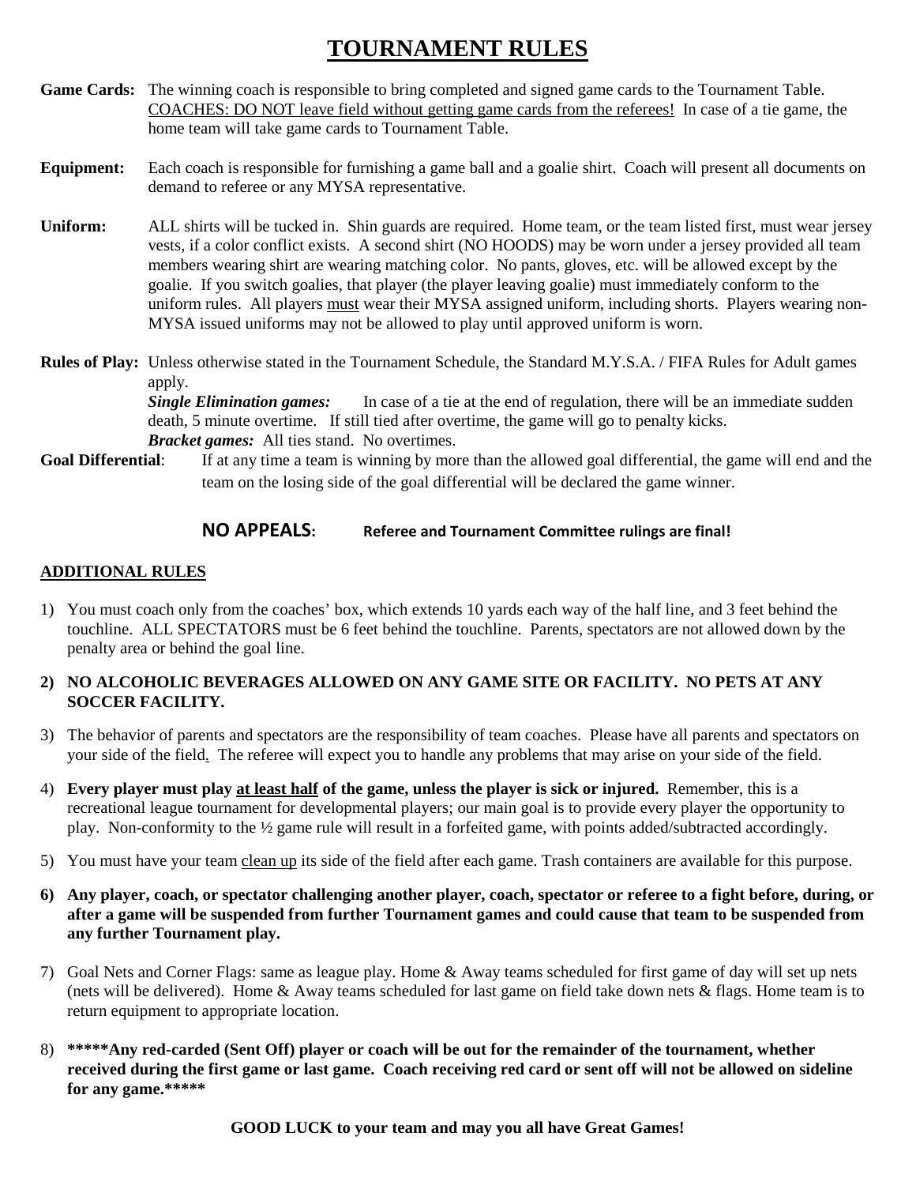# TOURNAMENT RULES

**Game Cards:** The winning coach is responsible to bring completed and signed game cards to the Tournament Table. COACHES: DO NOT leave field without getting game cards from the referees! In case of a tie game, the home team will take game cards to Tournament Table.

**Equipment:** Each coach is responsible for furnishing a game ball and a goalie shirt. Coach will present all documents on demand to referee or any MYSA representative.

**Uniform:** ALL shirts will be tucked in. Shin guards are required. Home team, or the team listed first, must wear jersey vests, if a color conflict exists. A second shirt (NO HOODS) may be worn under a jersey provided all team members wearing shirt are wearing matching color. No pants, gloves, etc. will be allowed except by the goalie. If you switch goalies, that player (the player leaving goalie) must immediately conform to the uniform rules. All players must wear their MYSA assigned uniform, including shorts. Players wearing non-MYSA issued uniforms may not be allowed to play until approved uniform is worn.

**Rules of Play:** Unless otherwise stated in the Tournament Schedule, the Standard M.Y.S.A. / FIFA Rules for Adult games apply.

***Single Elimination games:*** In case of a tie at the end of regulation, there will be an immediate sudden death, 5 minute overtime. If still tied after overtime, the game will go to penalty kicks.

***Bracket games:*** All ties stand. No overtimes.

**Goal Differential**: If at any time a team is winning by more than the allowed goal differential, the game will end and the team on the losing side of the goal differential will be declared the game winner.

**NO APPEALS: Referee and Tournament Committee rulings are final!**

## ADDITIONAL RULES

1) You must coach only from the coaches' box, which extends 10 yards each way of the half line, and 3 feet behind the touchline. ALL SPECTATORS must be 6 feet behind the touchline. Parents, spectators are not allowed down by the penalty area or behind the goal line.

2) **NO ALCOHOLIC BEVERAGES ALLOWED ON ANY GAME SITE OR FACILITY. NO PETS AT ANY SOCCER FACILITY.**

3) The behavior of parents and spectators are the responsibility of team coaches. Please have all parents and spectators on your side of the field. The referee will expect you to handle any problems that may arise on your side of the field.

4) **Every player must play at least half of the game, unless the player is sick or injured.** Remember, this is a recreational league tournament for developmental players; our main goal is to provide every player the opportunity to play. Non-conformity to the ½ game rule will result in a forfeited game, with points added/subtracted accordingly.

5) You must have your team clean up its side of the field after each game. Trash containers are available for this purpose.

6) **Any player, coach, or spectator challenging another player, coach, spectator or referee to a fight before, during, or after a game will be suspended from further Tournament games and could cause that team to be suspended from any further Tournament play.**

7) Goal Nets and Corner Flags: same as league play. Home & Away teams scheduled for first game of day will set up nets (nets will be delivered). Home & Away teams scheduled for last game on field take down nets & flags. Home team is to return equipment to appropriate location.

8) **\*\*\*\*\*Any red-carded (Sent Off) player or coach will be out for the remainder of the tournament, whether received during the first game or last game. Coach receiving red card or sent off will not be allowed on sideline for any game.\*\*\*\*\***

**GOOD LUCK to your team and may you all have Great Games!**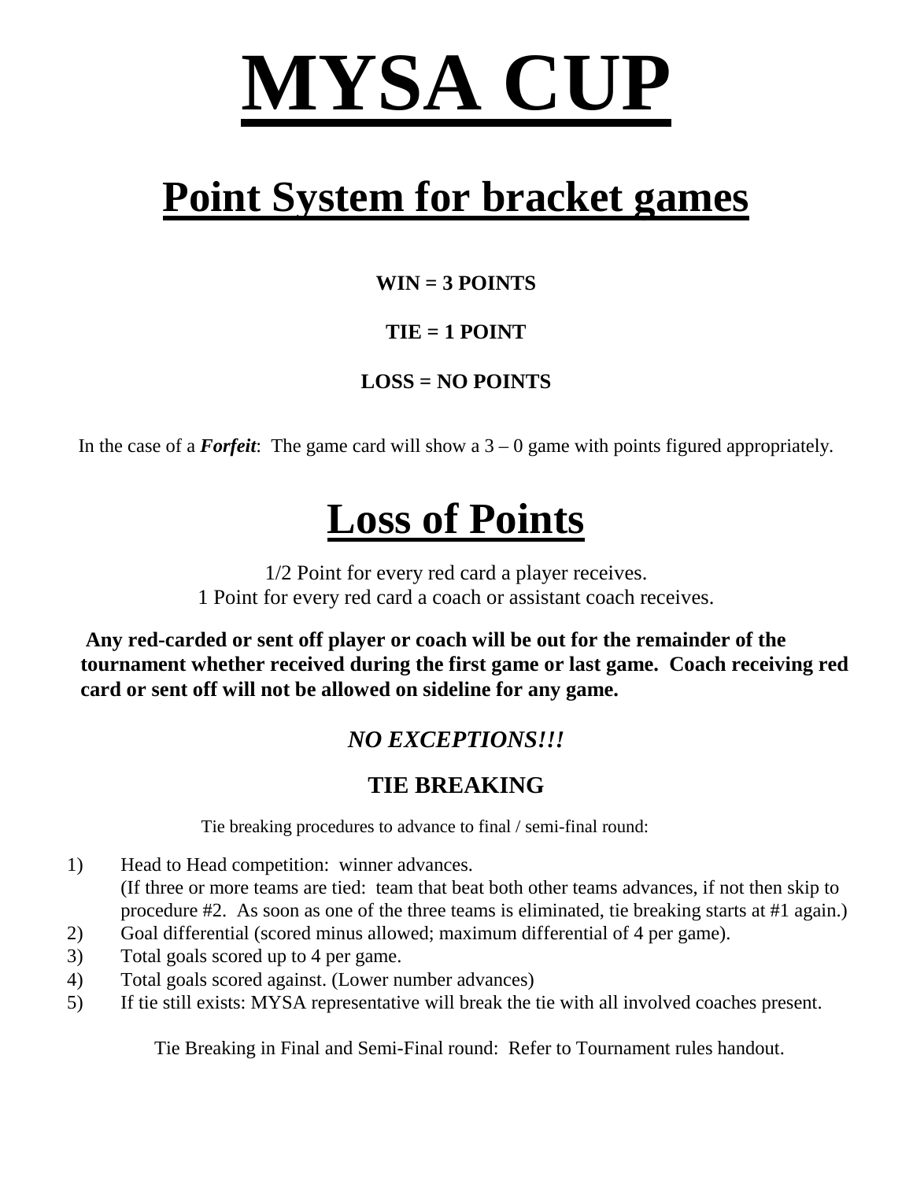# MYSA CUP

## Point System for bracket games

**WIN = 3 POINTS**

**TIE = 1 POINT**

**LOSS = NO POINTS**

In the case of a ***Forfeit***: The game card will show a 3 – 0 game with points figured appropriately.

## Loss of Points

1/2 Point for every red card a player receives.
1 Point for every red card a coach or assistant coach receives.

**Any red-carded or sent off player or coach will be out for the remainder of the tournament whether received during the first game or last game. Coach receiving red card or sent off will not be allowed on sideline for any game.**

***NO EXCEPTIONS!!!***

### TIE BREAKING

Tie breaking procedures to advance to final / semi-final round:

1) Head to Head competition: winner advances.
   (If three or more teams are tied: team that beat both other teams advances, if not then skip to procedure #2. As soon as one of the three teams is eliminated, tie breaking starts at #1 again.)
2) Goal differential (scored minus allowed; maximum differential of 4 per game).
3) Total goals scored up to 4 per game.
4) Total goals scored against. (Lower number advances)
5) If tie still exists: MYSA representative will break the tie with all involved coaches present.

Tie Breaking in Final and Semi-Final round: Refer to Tournament rules handout.